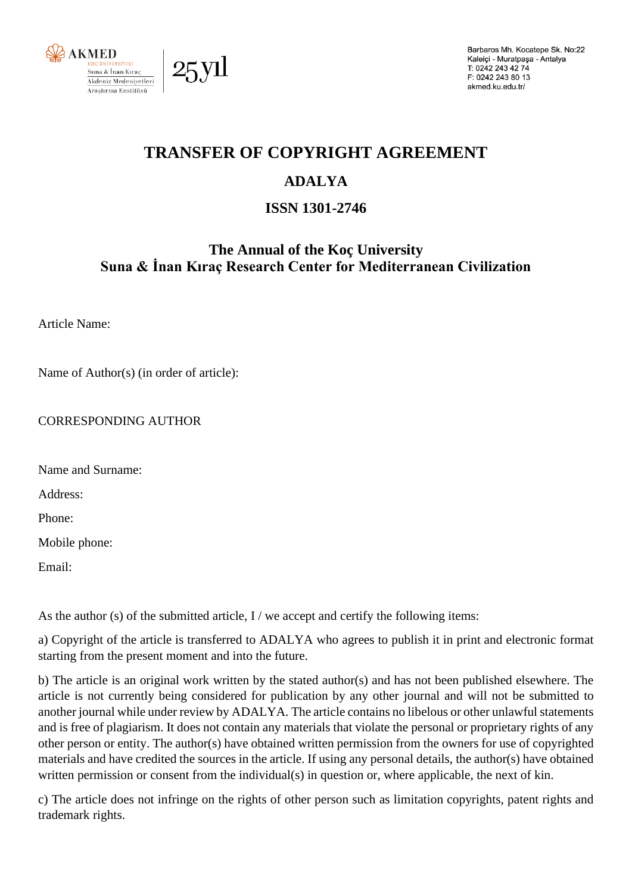Barbaros Mh. Kocatepe Sk. No:22
Kaleiçi - Muratpaşa - Antalya
T: 0242 243 42 74
F: 0242 243 80 13
akmed.ku.edu.tr/

# TRANSFER OF COPYRIGHT AGREEMENT

## ADALYA

## ISSN 1301-2746

## The Annual of the Koç University Suna & İnan Kıraç Research Center for Mediterranean Civilization

Article Name:

Name of Author(s) (in order of article):

CORRESPONDING AUTHOR

Name and Surname:

Address:

Phone:

Mobile phone:

Email:

As the author (s) of the submitted article, I / we accept and certify the following items:

a) Copyright of the article is transferred to ADALYA who agrees to publish it in print and electronic format starting from the present moment and into the future.

b) The article is an original work written by the stated author(s) and has not been published elsewhere. The article is not currently being considered for publication by any other journal and will not be submitted to another journal while under review by ADALYA. The article contains no libelous or other unlawful statements and is free of plagiarism. It does not contain any materials that violate the personal or proprietary rights of any other person or entity. The author(s) have obtained written permission from the owners for use of copyrighted materials and have credited the sources in the article. If using any personal details, the author(s) have obtained written permission or consent from the individual(s) in question or, where applicable, the next of kin.

c) The article does not infringe on the rights of other person such as limitation copyrights, patent rights and trademark rights.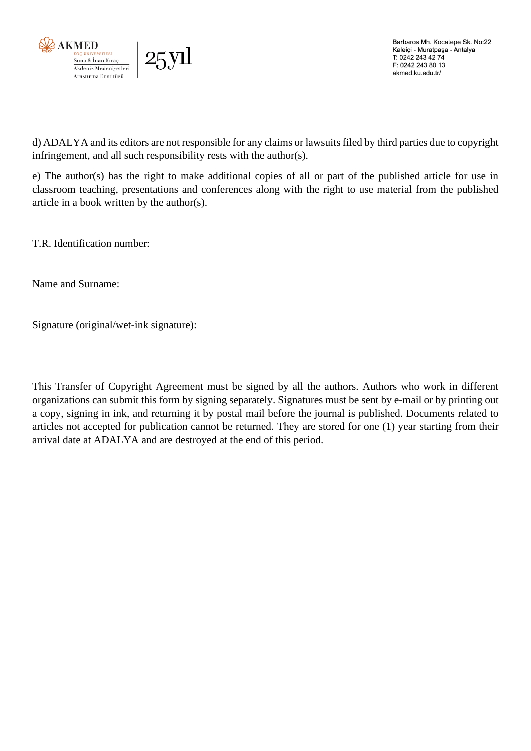d) ADALYA and its editors are not responsible for any claims or lawsuits filed by third parties due to copyright infringement, and all such responsibility rests with the author(s).

e) The author(s) has the right to make additional copies of all or part of the published article for use in classroom teaching, presentations and conferences along with the right to use material from the published article in a book written by the author(s).

T.R. Identification number:

Name and Surname:

Signature (original/wet-ink signature):

This Transfer of Copyright Agreement must be signed by all the authors. Authors who work in different organizations can submit this form by signing separately. Signatures must be sent by e-mail or by printing out a copy, signing in ink, and returning it by postal mail before the journal is published. Documents related to articles not accepted for publication cannot be returned. They are stored for one (1) year starting from their arrival date at ADALYA and are destroyed at the end of this period.